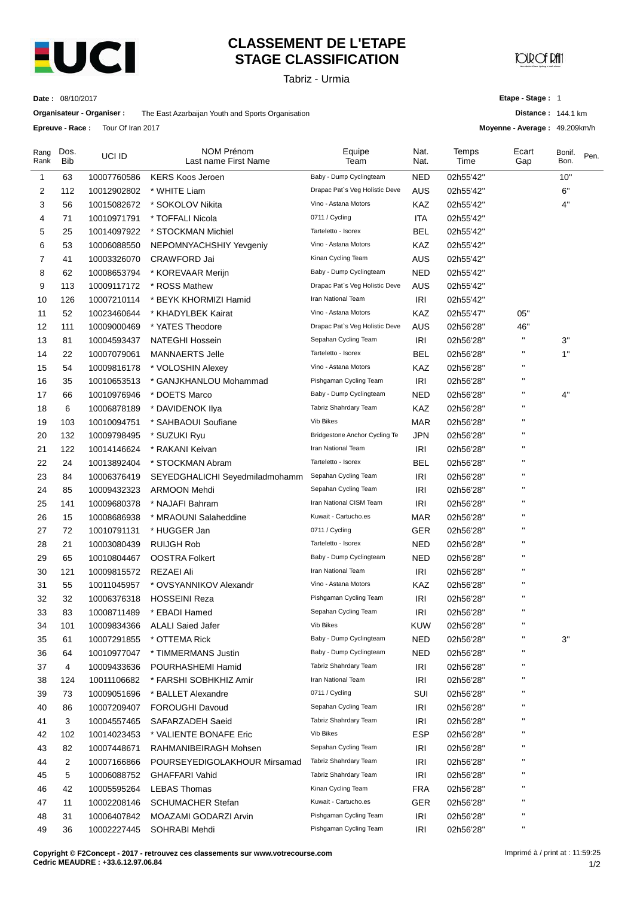# CLASSEMENT DE L'ETAPE
# STAGE CLASSIFICATION

Tabriz - Urmia

**Date :** 08/10/2017

**Organisateur - Organiser :** The East Azarbaijan Youth and Sports Organisation

**Epreuve - Race :** Tour Of Iran 2017

**Etape - Stage :** 1

**Distance :** 144.1 km

**Moyenne - Average :** 49.209km/h

| Rang Rank | Dos. Bib | UCI ID | NOM Prénom Last name First Name | Equipe Team | Nat. Nat. | Temps Time | Ecart Gap | Bonif. Bon. | Pen. |
|---|---|---|---|---|---|---|---|---|---|
| 1 | 63 | 10007760586 | KERS Koos Jeroen | Baby - Dump Cyclingteam | NED | 02h55'42'' | | 10'' | |
| 2 | 112 | 10012902802 | * WHITE Liam | Drapac Pat`s Veg Holistic Deve | AUS | 02h55'42'' | | 6'' | |
| 3 | 56 | 10015082672 | * SOKOLOV Nikita | Vino - Astana Motors | KAZ | 02h55'42'' | | 4'' | |
| 4 | 71 | 10010971791 | * TOFFALI Nicola | 0711 / Cycling | ITA | 02h55'42'' | | | |
| 5 | 25 | 10014097922 | * STOCKMAN Michiel | Tarteletto - Isorex | BEL | 02h55'42'' | | | |
| 6 | 53 | 10006088550 | NEPOMNYACHSHIY Yevgeniy | Vino - Astana Motors | KAZ | 02h55'42'' | | | |
| 7 | 41 | 10003326070 | CRAWFORD Jai | Kinan Cycling Team | AUS | 02h55'42'' | | | |
| 8 | 62 | 10008653794 | * KOREVAAR Merijn | Baby - Dump Cyclingteam | NED | 02h55'42'' | | | |
| 9 | 113 | 10009117172 | * ROSS Mathew | Drapac Pat`s Veg Holistic Deve | AUS | 02h55'42'' | | | |
| 10 | 126 | 10007210114 | * BEYK KHORMIZI Hamid | Iran National Team | IRI | 02h55'42'' | | | |
| 11 | 52 | 10023460644 | * KHADYLBEK Kairat | Vino - Astana Motors | KAZ | 02h55'47'' | 05'' | | |
| 12 | 111 | 10009000469 | * YATES Theodore | Drapac Pat`s Veg Holistic Deve | AUS | 02h56'28'' | 46'' | | |
| 13 | 81 | 10004593437 | NATEGHI Hossein | Sepahan Cycling Team | IRI | 02h56'28'' | '' | 3'' | |
| 14 | 22 | 10007079061 | MANNAERTS Jelle | Tarteletto - Isorex | BEL | 02h56'28'' | '' | 1'' | |
| 15 | 54 | 10009816178 | * VOLOSHIN Alexey | Vino - Astana Motors | KAZ | 02h56'28'' | '' | | |
| 16 | 35 | 10010653513 | * GANJKHANLOU Mohammad | Pishgaman Cycling Team | IRI | 02h56'28'' | '' | | |
| 17 | 66 | 10010976946 | * DOETS Marco | Baby - Dump Cyclingteam | NED | 02h56'28'' | '' | 4'' | |
| 18 | 6 | 10006878189 | * DAVIDENOK Ilya | Tabriz Shahrdary Team | KAZ | 02h56'28'' | '' | | |
| 19 | 103 | 10010094751 | * SAHBAOUI Soufiane | Vib Bikes | MAR | 02h56'28'' | '' | | |
| 20 | 132 | 10009798495 | * SUZUKI Ryu | Bridgestone Anchor Cycling Te | JPN | 02h56'28'' | '' | | |
| 21 | 122 | 10014146624 | * RAKANI Keivan | Iran National Team | IRI | 02h56'28'' | '' | | |
| 22 | 24 | 10013892404 | * STOCKMAN Abram | Tarteletto - Isorex | BEL | 02h56'28'' | '' | | |
| 23 | 84 | 10006376419 | SEYEDGHALICHI Seyedmiladmohamm | Sepahan Cycling Team | IRI | 02h56'28'' | '' | | |
| 24 | 85 | 10009432323 | ARMOON Mehdi | Sepahan Cycling Team | IRI | 02h56'28'' | '' | | |
| 25 | 141 | 10009680378 | * NAJAFI Bahram | Iran National CISM Team | IRI | 02h56'28'' | '' | | |
| 26 | 15 | 10008686938 | * MRAOUNI Salaheddine | Kuwait - Cartucho.es | MAR | 02h56'28'' | '' | | |
| 27 | 72 | 10010791131 | * HUGGER Jan | 0711 / Cycling | GER | 02h56'28'' | '' | | |
| 28 | 21 | 10003080439 | RUIJGH Rob | Tarteletto - Isorex | NED | 02h56'28'' | '' | | |
| 29 | 65 | 10010804467 | OOSTRA Folkert | Baby - Dump Cyclingteam | NED | 02h56'28'' | '' | | |
| 30 | 121 | 10009815572 | REZAEI Ali | Iran National Team | IRI | 02h56'28'' | '' | | |
| 31 | 55 | 10011045957 | * OVSYANNIKOV Alexandr | Vino - Astana Motors | KAZ | 02h56'28'' | '' | | |
| 32 | 32 | 10006376318 | HOSSEINI Reza | Pishgaman Cycling Team | IRI | 02h56'28'' | '' | | |
| 33 | 83 | 10008711489 | * EBADI Hamed | Sepahan Cycling Team | IRI | 02h56'28'' | '' | | |
| 34 | 101 | 10009834366 | ALALI Saied Jafer | Vib Bikes | KUW | 02h56'28'' | '' | | |
| 35 | 61 | 10007291855 | * OTTEMA Rick | Baby - Dump Cyclingteam | NED | 02h56'28'' | '' | 3'' | |
| 36 | 64 | 10010977047 | * TIMMERMANS Justin | Baby - Dump Cyclingteam | NED | 02h56'28'' | '' | | |
| 37 | 4 | 10009433636 | POURHASHEMI Hamid | Tabriz Shahrdary Team | IRI | 02h56'28'' | '' | | |
| 38 | 124 | 10011106682 | * FARSHI SOBHKHIZ Amir | Iran National Team | IRI | 02h56'28'' | '' | | |
| 39 | 73 | 10009051696 | * BALLET Alexandre | 0711 / Cycling | SUI | 02h56'28'' | '' | | |
| 40 | 86 | 10007209407 | FOROUGHI Davoud | Sepahan Cycling Team | IRI | 02h56'28'' | '' | | |
| 41 | 3 | 10004557465 | SAFARZADEH Saeid | Tabriz Shahrdary Team | IRI | 02h56'28'' | '' | | |
| 42 | 102 | 10014023453 | * VALIENTE BONAFE Eric | Vib Bikes | ESP | 02h56'28'' | '' | | |
| 43 | 82 | 10007448671 | RAHMANIBEIRAGH Mohsen | Sepahan Cycling Team | IRI | 02h56'28'' | '' | | |
| 44 | 2 | 10007166866 | POURSEYEDIGOLAKHOUR Mirsamad | Tabriz Shahrdary Team | IRI | 02h56'28'' | '' | | |
| 45 | 5 | 10006088752 | GHAFFARI Vahid | Tabriz Shahrdary Team | IRI | 02h56'28'' | '' | | |
| 46 | 42 | 10005595264 | LEBAS Thomas | Kinan Cycling Team | FRA | 02h56'28'' | '' | | |
| 47 | 11 | 10002208146 | SCHUMACHER Stefan | Kuwait - Cartucho.es | GER | 02h56'28'' | '' | | |
| 48 | 31 | 10006407842 | MOAZAMI GODARZI Arvin | Pishgaman Cycling Team | IRI | 02h56'28'' | '' | | |
| 49 | 36 | 10002227445 | SOHRABI Mehdi | Pishgaman Cycling Team | IRI | 02h56'28'' | '' | | |

**Copyright © F2Concept - 2017 - retrouvez ces classements sur www.votrecourse.com**
**Cedric MEAUDRE : +33.6.12.97.06.84**

Imprimé à / print at : 11:59:25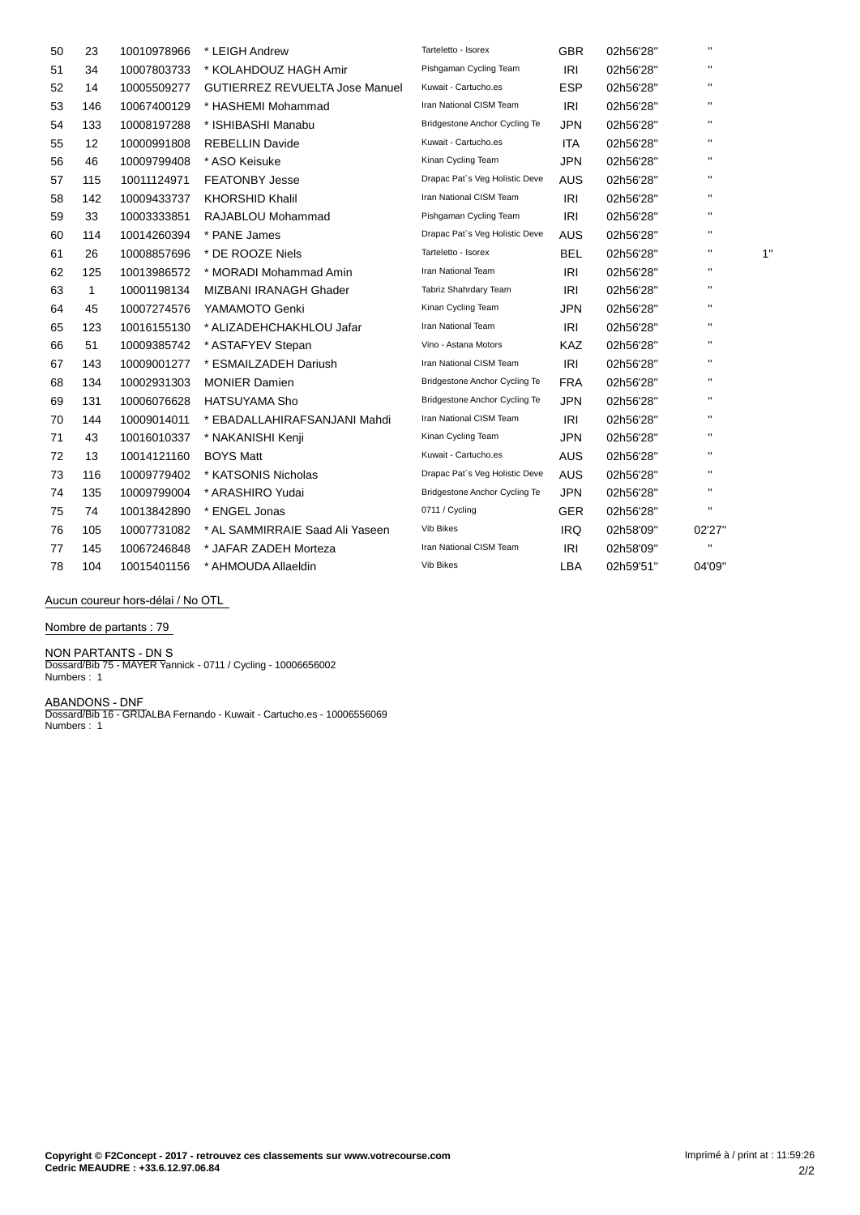| | | | | | | | | |
|---|---|---|---|---|---|---|---|---|
| 50 | 23 | 10010978966 | * LEIGH Andrew | Tarteletto - Isorex | GBR | 02h56'28'' | '' | |
| 51 | 34 | 10007803733 | * KOLAHDOUZ HAGH Amir | Pishgaman Cycling Team | IRI | 02h56'28'' | '' | |
| 52 | 14 | 10005509277 | GUTIERREZ REVUELTA Jose Manuel | Kuwait - Cartucho.es | ESP | 02h56'28'' | '' | |
| 53 | 146 | 10067400129 | * HASHEMI Mohammad | Iran National CISM Team | IRI | 02h56'28'' | '' | |
| 54 | 133 | 10008197288 | * ISHIBASHI Manabu | Bridgestone Anchor Cycling Te | JPN | 02h56'28'' | '' | |
| 55 | 12 | 10000991808 | REBELLIN Davide | Kuwait - Cartucho.es | ITA | 02h56'28'' | '' | |
| 56 | 46 | 10009799408 | * ASO Keisuke | Kinan Cycling Team | JPN | 02h56'28'' | '' | |
| 57 | 115 | 10011124971 | FEATONBY Jesse | Drapac Pat`s Veg Holistic Deve | AUS | 02h56'28'' | '' | |
| 58 | 142 | 10009433737 | KHORSHID Khalil | Iran National CISM Team | IRI | 02h56'28'' | '' | |
| 59 | 33 | 10003333851 | RAJABLOU Mohammad | Pishgaman Cycling Team | IRI | 02h56'28'' | '' | |
| 60 | 114 | 10014260394 | * PANE James | Drapac Pat`s Veg Holistic Deve | AUS | 02h56'28'' | '' | |
| 61 | 26 | 10008857696 | * DE ROOZE Niels | Tarteletto - Isorex | BEL | 02h56'28'' | '' | 1'' |
| 62 | 125 | 10013986572 | * MORADI Mohammad Amin | Iran National Team | IRI | 02h56'28'' | '' | |
| 63 | 1 | 10001198134 | MIZBANI IRANAGH Ghader | Tabriz Shahrdary Team | IRI | 02h56'28'' | '' | |
| 64 | 45 | 10007274576 | YAMAMOTO Genki | Kinan Cycling Team | JPN | 02h56'28'' | '' | |
| 65 | 123 | 10016155130 | * ALIZADEHCHAKHLOU Jafar | Iran National Team | IRI | 02h56'28'' | '' | |
| 66 | 51 | 10009385742 | * ASTAFYEV Stepan | Vino - Astana Motors | KAZ | 02h56'28'' | '' | |
| 67 | 143 | 10009001277 | * ESMAILZADEH Dariush | Iran National CISM Team | IRI | 02h56'28'' | '' | |
| 68 | 134 | 10002931303 | MONIER Damien | Bridgestone Anchor Cycling Te | FRA | 02h56'28'' | '' | |
| 69 | 131 | 10006076628 | HATSUYAMA Sho | Bridgestone Anchor Cycling Te | JPN | 02h56'28'' | '' | |
| 70 | 144 | 10009014011 | * EBADALLAHIRAFSANJANI Mahdi | Iran National CISM Team | IRI | 02h56'28'' | '' | |
| 71 | 43 | 10016010337 | * NAKANISHI Kenji | Kinan Cycling Team | JPN | 02h56'28'' | '' | |
| 72 | 13 | 10014121160 | BOYS Matt | Kuwait - Cartucho.es | AUS | 02h56'28'' | '' | |
| 73 | 116 | 10009779402 | * KATSONIS Nicholas | Drapac Pat`s Veg Holistic Deve | AUS | 02h56'28'' | '' | |
| 74 | 135 | 10009799004 | * ARASHIRO Yudai | Bridgestone Anchor Cycling Te | JPN | 02h56'28'' | '' | |
| 75 | 74 | 10013842890 | * ENGEL Jonas | 0711 / Cycling | GER | 02h56'28'' | '' | |
| 76 | 105 | 10007731082 | * AL SAMMIRRAIE Saad Ali Yaseen | Vib Bikes | IRQ | 02h58'09'' | 02'27'' | |
| 77 | 145 | 10067246848 | * JAFAR ZADEH Morteza | Iran National CISM Team | IRI | 02h58'09'' | '' | |
| 78 | 104 | 10015401156 | * AHMOUDA Allaeldin | Vib Bikes | LBA | 02h59'51'' | 04'09'' | |

Aucun coureur hors-délai / No OTL

Nombre de partants : 79

NON PARTANTS - DN S
Dossard/Bib 75 - MAYER Yannick - 0711 / Cycling - 10006656002
Numbers : 1

ABANDONS - DNF
Dossard/Bib 16 - GRIJALBA Fernando - Kuwait - Cartucho.es - 10006556069
Numbers : 1

**Copyright © F2Concept - 2017 - retrouvez ces classements sur www.votrecourse.com**
**Cedric MEAUDRE : +33.6.12.97.06.84**

Imprimé à / print at : 11:59:26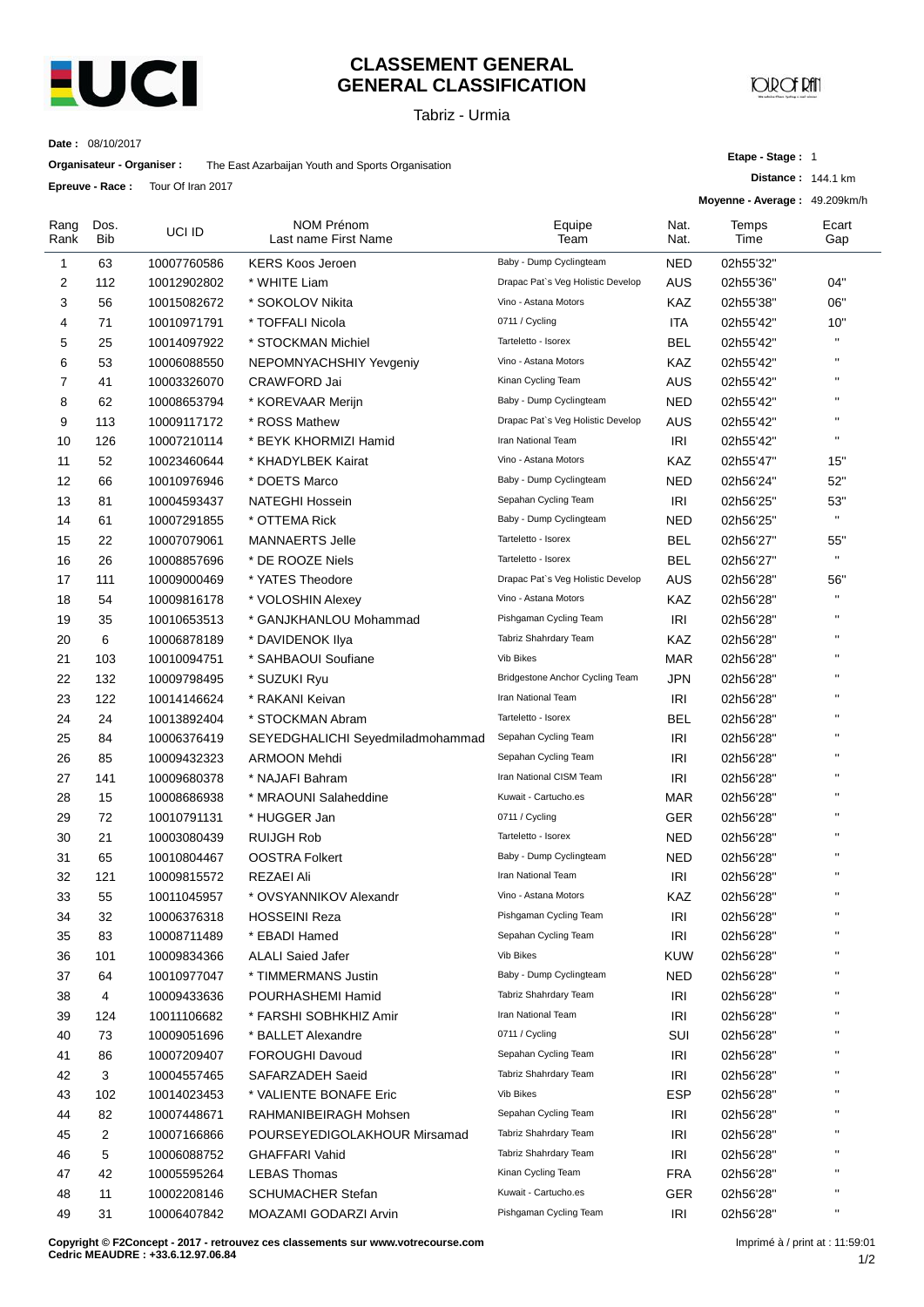# CLASSEMENT GENERAL
# GENERAL CLASSIFICATION

Tabriz - Urmia

**Date :** 08/10/2017

**Organisateur - Organiser :** The East Azarbaijan Youth and Sports Organisation

**Epreuve - Race :** Tour Of Iran 2017

**Etape - Stage :** 1

**Distance :** 144.1 km

**Moyenne - Average :** 49.209km/h

| Rang Rank | Dos. Bib | UCI ID | NOM Prénom Last name First Name | Equipe Team | Nat. Nat. | Temps Time | Ecart Gap |
|---|---|---|---|---|---|---|---|
| 1 | 63 | 10007760586 | KERS Koos Jeroen | Baby - Dump Cyclingteam | NED | 02h55'32'' | |
| 2 | 112 | 10012902802 | * WHITE Liam | Drapac Pat`s Veg Holistic Develop | AUS | 02h55'36'' | 04'' |
| 3 | 56 | 10015082672 | * SOKOLOV Nikita | Vino - Astana Motors | KAZ | 02h55'38'' | 06'' |
| 4 | 71 | 10010971791 | * TOFFALI Nicola | 0711 / Cycling | ITA | 02h55'42'' | 10'' |
| 5 | 25 | 10014097922 | * STOCKMAN Michiel | Tarteletto - Isorex | BEL | 02h55'42'' | '' |
| 6 | 53 | 10006088550 | NEPOMNYACHSHIY Yevgeniy | Vino - Astana Motors | KAZ | 02h55'42'' | '' |
| 7 | 41 | 10003326070 | CRAWFORD Jai | Kinan Cycling Team | AUS | 02h55'42'' | '' |
| 8 | 62 | 10008653794 | * KOREVAAR Merijn | Baby - Dump Cyclingteam | NED | 02h55'42'' | '' |
| 9 | 113 | 10009117172 | * ROSS Mathew | Drapac Pat`s Veg Holistic Develop | AUS | 02h55'42'' | '' |
| 10 | 126 | 10007210114 | * BEYK KHORMIZI Hamid | Iran National Team | IRI | 02h55'42'' | '' |
| 11 | 52 | 10023460644 | * KHADYLBEK Kairat | Vino - Astana Motors | KAZ | 02h55'47'' | 15'' |
| 12 | 66 | 10010976946 | * DOETS Marco | Baby - Dump Cyclingteam | NED | 02h56'24'' | 52'' |
| 13 | 81 | 10004593437 | NATEGHI Hossein | Sepahan Cycling Team | IRI | 02h56'25'' | 53'' |
| 14 | 61 | 10007291855 | * OTTEMA Rick | Baby - Dump Cyclingteam | NED | 02h56'25'' | '' |
| 15 | 22 | 10007079061 | MANNAERTS Jelle | Tarteletto - Isorex | BEL | 02h56'27'' | 55'' |
| 16 | 26 | 10008857696 | * DE ROOZE Niels | Tarteletto - Isorex | BEL | 02h56'27'' | '' |
| 17 | 111 | 10009000469 | * YATES Theodore | Drapac Pat`s Veg Holistic Develop | AUS | 02h56'28'' | 56'' |
| 18 | 54 | 10009816178 | * VOLOSHIN Alexey | Vino - Astana Motors | KAZ | 02h56'28'' | '' |
| 19 | 35 | 10010653513 | * GANJKHANLOU Mohammad | Pishgaman Cycling Team | IRI | 02h56'28'' | '' |
| 20 | 6 | 10006878189 | * DAVIDENOK Ilya | Tabriz Shahrdary Team | KAZ | 02h56'28'' | '' |
| 21 | 103 | 10010094751 | * SAHBAOUI Soufiane | Vib Bikes | MAR | 02h56'28'' | '' |
| 22 | 132 | 10009798495 | * SUZUKI Ryu | Bridgestone Anchor Cycling Team | JPN | 02h56'28'' | '' |
| 23 | 122 | 10014146624 | * RAKANI Keivan | Iran National Team | IRI | 02h56'28'' | '' |
| 24 | 24 | 10013892404 | * STOCKMAN Abram | Tarteletto - Isorex | BEL | 02h56'28'' | '' |
| 25 | 84 | 10006376419 | SEYEDGHALICHI Seyedmiladmohammad | Sepahan Cycling Team | IRI | 02h56'28'' | '' |
| 26 | 85 | 10009432323 | ARMOON Mehdi | Sepahan Cycling Team | IRI | 02h56'28'' | '' |
| 27 | 141 | 10009680378 | * NAJAFI Bahram | Iran National CISM Team | IRI | 02h56'28'' | '' |
| 28 | 15 | 10008686938 | * MRAOUNI Salaheddine | Kuwait - Cartucho.es | MAR | 02h56'28'' | '' |
| 29 | 72 | 10010791131 | * HUGGER Jan | 0711 / Cycling | GER | 02h56'28'' | '' |
| 30 | 21 | 10003080439 | RUIJGH Rob | Tarteletto - Isorex | NED | 02h56'28'' | '' |
| 31 | 65 | 10010804467 | OOSTRA Folkert | Baby - Dump Cyclingteam | NED | 02h56'28'' | '' |
| 32 | 121 | 10009815572 | REZAEI Ali | Iran National Team | IRI | 02h56'28'' | '' |
| 33 | 55 | 10011045957 | * OVSYANNIKOV Alexandr | Vino - Astana Motors | KAZ | 02h56'28'' | '' |
| 34 | 32 | 10006376318 | HOSSEINI Reza | Pishgaman Cycling Team | IRI | 02h56'28'' | '' |
| 35 | 83 | 10008711489 | * EBADI Hamed | Sepahan Cycling Team | IRI | 02h56'28'' | '' |
| 36 | 101 | 10009834366 | ALALI Saied Jafer | Vib Bikes | KUW | 02h56'28'' | '' |
| 37 | 64 | 10010977047 | * TIMMERMANS Justin | Baby - Dump Cyclingteam | NED | 02h56'28'' | '' |
| 38 | 4 | 10009433636 | POURHASHEMI Hamid | Tabriz Shahrdary Team | IRI | 02h56'28'' | '' |
| 39 | 124 | 10011106682 | * FARSHI SOBHKHIZ Amir | Iran National Team | IRI | 02h56'28'' | '' |
| 40 | 73 | 10009051696 | * BALLET Alexandre | 0711 / Cycling | SUI | 02h56'28'' | '' |
| 41 | 86 | 10007209407 | FOROUGHI Davoud | Sepahan Cycling Team | IRI | 02h56'28'' | '' |
| 42 | 3 | 10004557465 | SAFARZADEH Saeid | Tabriz Shahrdary Team | IRI | 02h56'28'' | '' |
| 43 | 102 | 10014023453 | * VALIENTE BONAFE Eric | Vib Bikes | ESP | 02h56'28'' | '' |
| 44 | 82 | 10007448671 | RAHMANIBEIRAGH Mohsen | Sepahan Cycling Team | IRI | 02h56'28'' | '' |
| 45 | 2 | 10007166866 | POURSEYEDIGOLAKHOUR Mirsamad | Tabriz Shahrdary Team | IRI | 02h56'28'' | '' |
| 46 | 5 | 10006088752 | GHAFFARI Vahid | Tabriz Shahrdary Team | IRI | 02h56'28'' | '' |
| 47 | 42 | 10005595264 | LEBAS Thomas | Kinan Cycling Team | FRA | 02h56'28'' | '' |
| 48 | 11 | 10002208146 | SCHUMACHER Stefan | Kuwait - Cartucho.es | GER | 02h56'28'' | '' |
| 49 | 31 | 10006407842 | MOAZAMI GODARZI Arvin | Pishgaman Cycling Team | IRI | 02h56'28'' | '' |

**Copyright © F2Concept - 2017 - retrouvez ces classements sur www.votrecourse.com**
**Cedric MEAUDRE : +33.6.12.97.06.84**

Imprimé à / print at : 11:59:01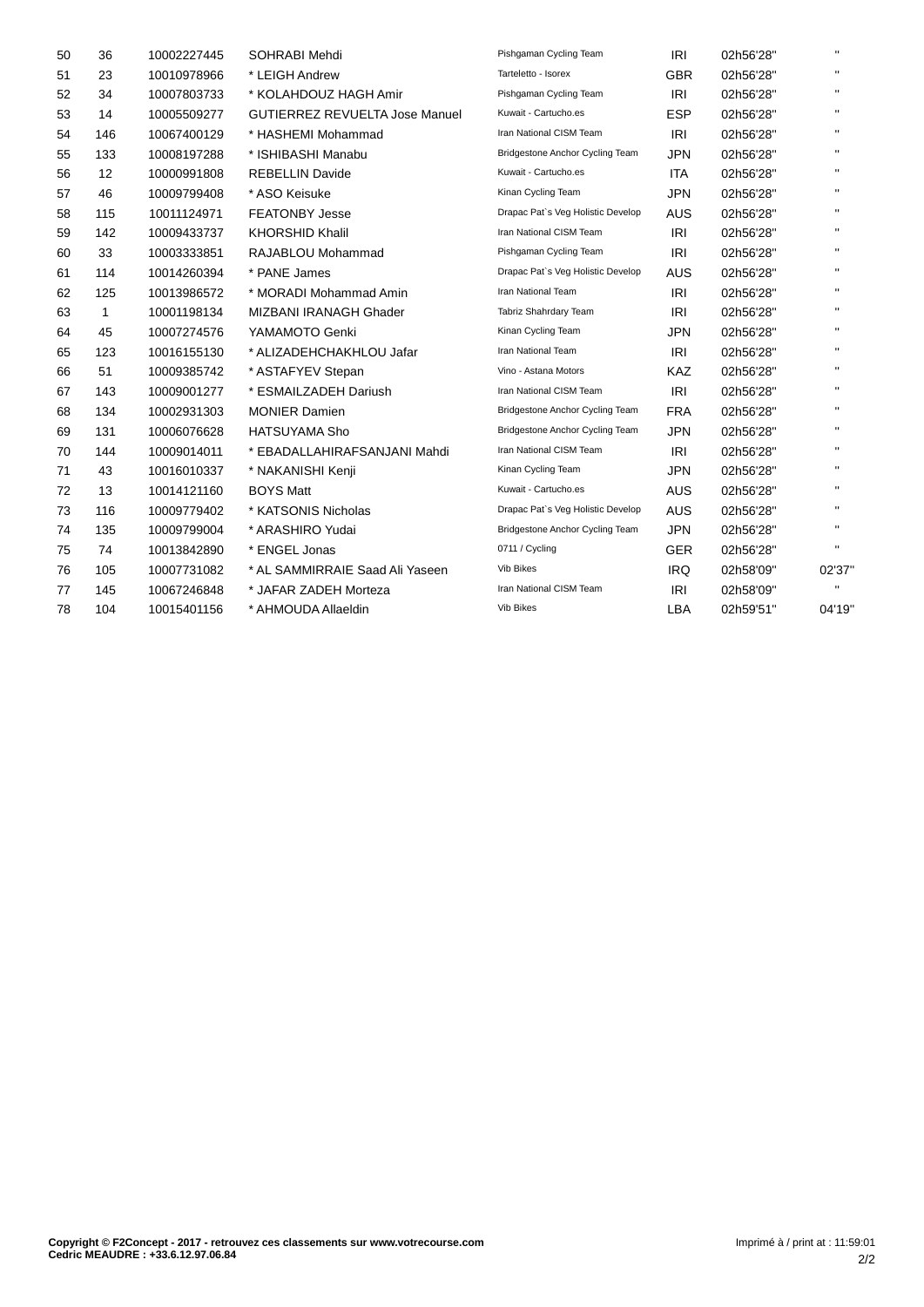| 50 | 36 | 10002227445 | SOHRABI Mehdi | Pishgaman Cycling Team | IRI | 02h56'28'' | '' |
|---|---|---|---|---|---|---|---|
| 51 | 23 | 10010978966 | * LEIGH Andrew | Tarteletto - Isorex | GBR | 02h56'28'' | '' |
| 52 | 34 | 10007803733 | * KOLAHDOUZ HAGH Amir | Pishgaman Cycling Team | IRI | 02h56'28'' | '' |
| 53 | 14 | 10005509277 | GUTIERREZ REVUELTA Jose Manuel | Kuwait - Cartucho.es | ESP | 02h56'28'' | '' |
| 54 | 146 | 10067400129 | * HASHEMI Mohammad | Iran National CISM Team | IRI | 02h56'28'' | '' |
| 55 | 133 | 10008197288 | * ISHIBASHI Manabu | Bridgestone Anchor Cycling Team | JPN | 02h56'28'' | '' |
| 56 | 12 | 10000991808 | REBELLIN Davide | Kuwait - Cartucho.es | ITA | 02h56'28'' | '' |
| 57 | 46 | 10009799408 | * ASO Keisuke | Kinan Cycling Team | JPN | 02h56'28'' | '' |
| 58 | 115 | 10011124971 | FEATONBY Jesse | Drapac Pat`s Veg Holistic Develop | AUS | 02h56'28'' | '' |
| 59 | 142 | 10009433737 | KHORSHID Khalil | Iran National CISM Team | IRI | 02h56'28'' | '' |
| 60 | 33 | 10003333851 | RAJABLOU Mohammad | Pishgaman Cycling Team | IRI | 02h56'28'' | '' |
| 61 | 114 | 10014260394 | * PANE James | Drapac Pat`s Veg Holistic Develop | AUS | 02h56'28'' | '' |
| 62 | 125 | 10013986572 | * MORADI Mohammad Amin | Iran National Team | IRI | 02h56'28'' | '' |
| 63 | 1 | 10001198134 | MIZBANI IRANAGH Ghader | Tabriz Shahrdary Team | IRI | 02h56'28'' | '' |
| 64 | 45 | 10007274576 | YAMAMOTO Genki | Kinan Cycling Team | JPN | 02h56'28'' | '' |
| 65 | 123 | 10016155130 | * ALIZADEHCHAKHLOU Jafar | Iran National Team | IRI | 02h56'28'' | '' |
| 66 | 51 | 10009385742 | * ASTAFYEV Stepan | Vino - Astana Motors | KAZ | 02h56'28'' | '' |
| 67 | 143 | 10009001277 | * ESMAILZADEH Dariush | Iran National CISM Team | IRI | 02h56'28'' | '' |
| 68 | 134 | 10002931303 | MONIER Damien | Bridgestone Anchor Cycling Team | FRA | 02h56'28'' | '' |
| 69 | 131 | 10006076628 | HATSUYAMA Sho | Bridgestone Anchor Cycling Team | JPN | 02h56'28'' | '' |
| 70 | 144 | 10009014011 | * EBADALLAHIRAFSANJANI Mahdi | Iran National CISM Team | IRI | 02h56'28'' | '' |
| 71 | 43 | 10016010337 | * NAKANISHI Kenji | Kinan Cycling Team | JPN | 02h56'28'' | '' |
| 72 | 13 | 10014121160 | BOYS Matt | Kuwait - Cartucho.es | AUS | 02h56'28'' | '' |
| 73 | 116 | 10009779402 | * KATSONIS Nicholas | Drapac Pat`s Veg Holistic Develop | AUS | 02h56'28'' | '' |
| 74 | 135 | 10009799004 | * ARASHIRO Yudai | Bridgestone Anchor Cycling Team | JPN | 02h56'28'' | '' |
| 75 | 74 | 10013842890 | * ENGEL Jonas | 0711 / Cycling | GER | 02h56'28'' | '' |
| 76 | 105 | 10007731082 | * AL SAMMIRRAIE Saad Ali Yaseen | Vib Bikes | IRQ | 02h58'09'' | 02'37'' |
| 77 | 145 | 10067246848 | * JAFAR ZADEH Morteza | Iran National CISM Team | IRI | 02h58'09'' | '' |
| 78 | 104 | 10015401156 | * AHMOUDA Allaeldin | Vib Bikes | LBA | 02h59'51'' | 04'19'' |

**Copyright © F2Concept - 2017 - retrouvez ces classements sur www.votrecourse.com**
**Cedric MEAUDRE : +33.6.12.97.06.84**

Imprimé à / print at : 11:59:01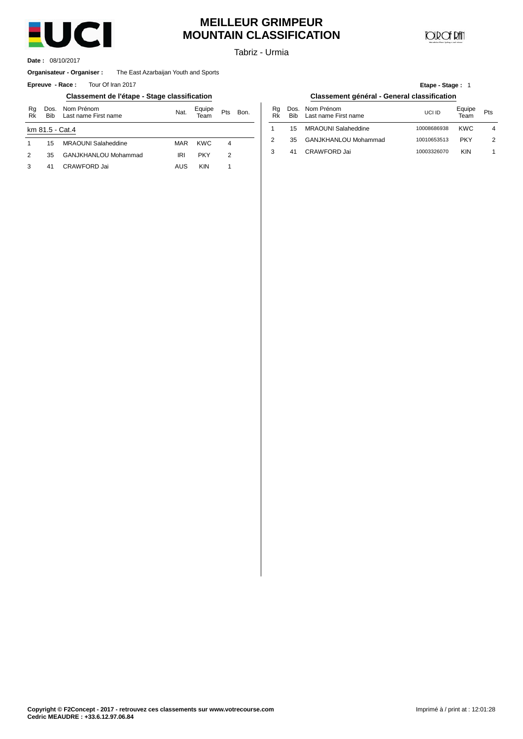# MEILLEUR GRIMPEUR
# MOUNTAIN CLASSIFICATION

Tabriz - Urmia

**Date :** 08/10/2017

**Organisateur - Organiser :** The East Azarbaijan Youth and Sports

**Epreuve - Race :** Tour Of Iran 2017

**Etape - Stage :** 1

### Classement de l'étape - Stage classification

| Rg Rk | Dos. Bib | Nom Prénom Last name First name | Nat. | Equipe Team | Pts | Bon. |
|---|---|---|---|---|---|---|
| km 81.5 - Cat.4 | | | | | | |
| 1 | 15 | MRAOUNI Salaheddine | MAR | KWC | 4 | |
| 2 | 35 | GANJKHANLOU Mohammad | IRI | PKY | 2 | |
| 3 | 41 | CRAWFORD Jai | AUS | KIN | 1 | |

### Classement général - General classification

| Rg Rk | Dos. Bib | Nom Prénom Last name First name | UCI ID | Equipe Team | Pts |
|---|---|---|---|---|---|
| 1 | 15 | MRAOUNI Salaheddine | 10008686938 | KWC | 4 |
| 2 | 35 | GANJKHANLOU Mohammad | 10010653513 | PKY | 2 |
| 3 | 41 | CRAWFORD Jai | 10003326070 | KIN | 1 |

**Copyright © F2Concept - 2017 - retrouvez ces classements sur www.votrecourse.com**
**Cedric MEAUDRE : +33.6.12.97.06.84**

Imprimé à / print at : 12:01:28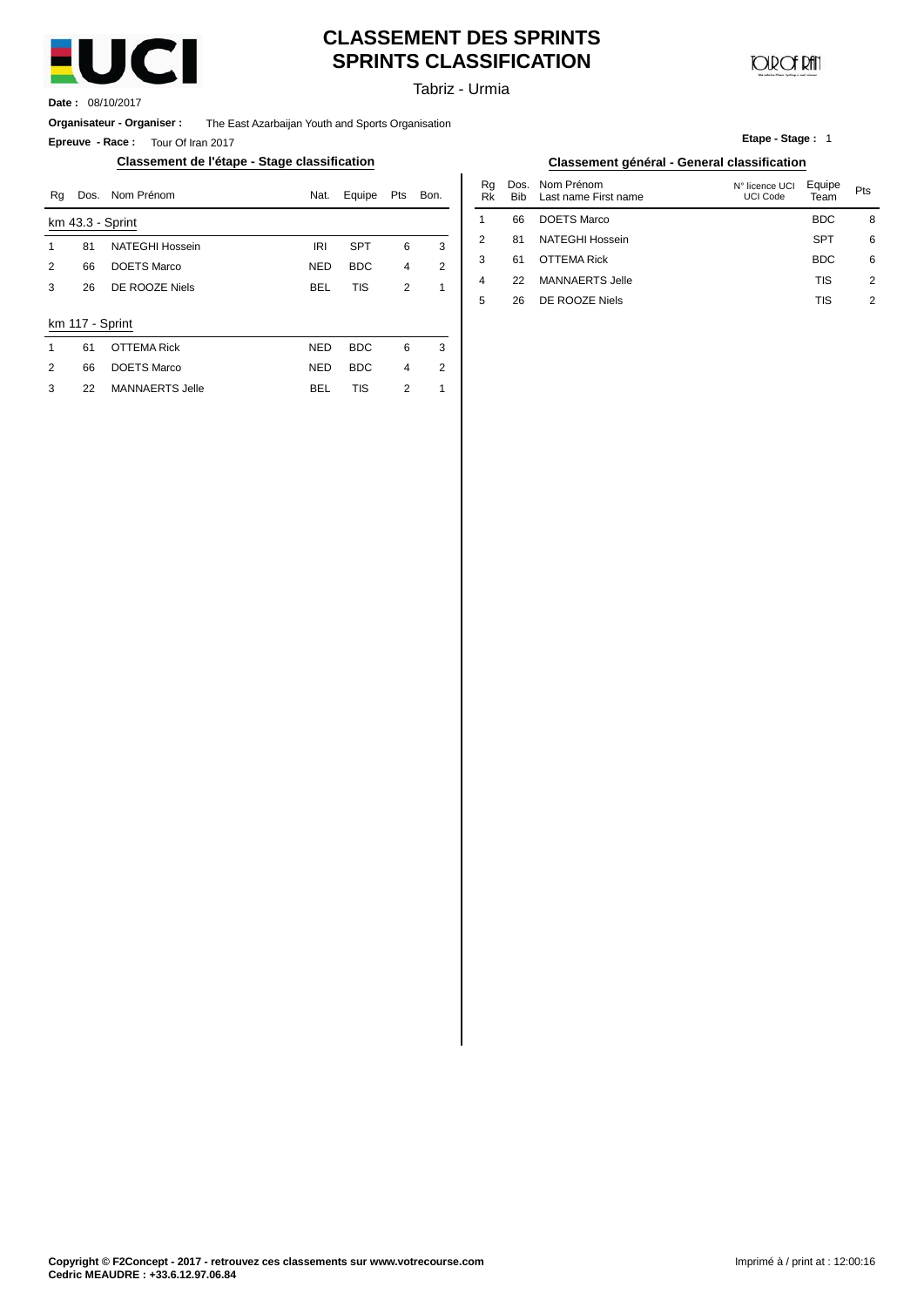# CLASSEMENT DES SPRINTS
# SPRINTS CLASSIFICATION

Tabriz - Urmia

**Date :** 08/10/2017

**Organisateur - Organiser :** The East Azarbaijan Youth and Sports Organisation

**Epreuve - Race :** Tour Of Iran 2017

**Etape - Stage :** 1

## Classement de l'étape - Stage classification

| Rg | Dos. | Nom Prénom | Nat. | Equipe | Pts | Bon. |
|---|---|---|---|---|---|---|
| km 43.3 - Sprint | | | | | | |
| 1 | 81 | NATEGHI Hossein | IRI | SPT | 6 | 3 |
| 2 | 66 | DOETS Marco | NED | BDC | 4 | 2 |
| 3 | 26 | DE ROOZE Niels | BEL | TIS | 2 | 1 |
| km 117 - Sprint | | | | | | |
| 1 | 61 | OTTEMA Rick | NED | BDC | 6 | 3 |
| 2 | 66 | DOETS Marco | NED | BDC | 4 | 2 |
| 3 | 22 | MANNAERTS Jelle | BEL | TIS | 2 | 1 |

## Classement général - General classification

| Rg Rk | Dos. Bib | Nom Prénom Last name First name | N° licence UCI UCI Code | Equipe Team | Pts |
|---|---|---|---|---|---|
| 1 | 66 | DOETS Marco | | BDC | 8 |
| 2 | 81 | NATEGHI Hossein | | SPT | 6 |
| 3 | 61 | OTTEMA Rick | | BDC | 6 |
| 4 | 22 | MANNAERTS Jelle | | TIS | 2 |
| 5 | 26 | DE ROOZE Niels | | TIS | 2 |

**Copyright © F2Concept - 2017 - retrouvez ces classements sur www.votrecourse.com**
**Cedric MEAUDRE : +33.6.12.97.06.84**

Imprimé à / print at : 12:00:16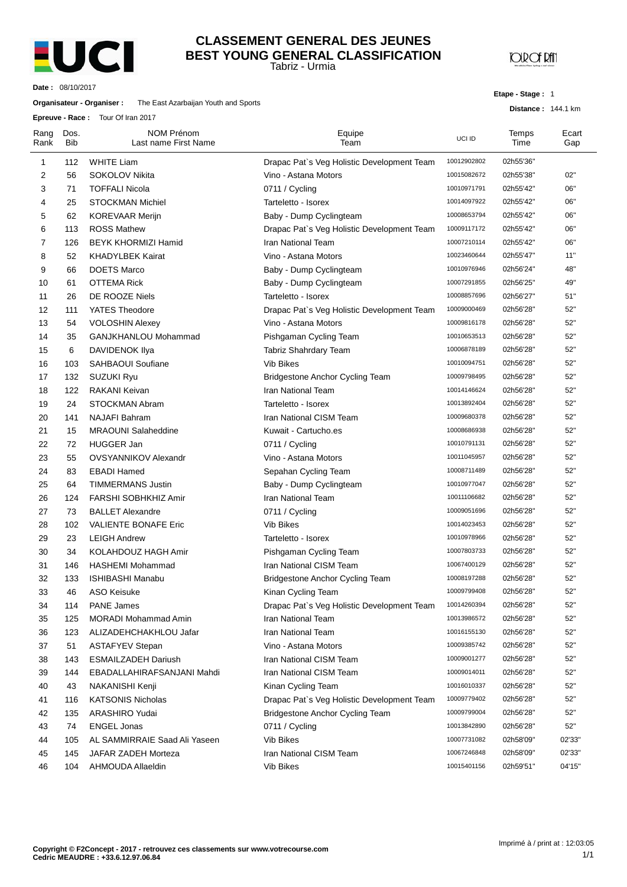# CLASSEMENT GENERAL DES JEUNES
# BEST YOUNG GENERAL CLASSIFICATION

Tabriz - Urmia

**Date :** 08/10/2017

**Organisateur - Organiser :** The East Azarbaijan Youth and Sports

**Epreuve - Race :** Tour Of Iran 2017

**Etape - Stage :** 1

**Distance :** 144.1 km

| Rang Rank | Dos. Bib | NOM Prénom Last name First Name | Equipe Team | UCI ID | Temps Time | Ecart Gap |
|---|---|---|---|---|---|---|
| 1 | 112 | WHITE Liam | Drapac Pat`s Veg Holistic Development Team | 10012902802 | 02h55'36" | |
| 2 | 56 | SOKOLOV Nikita | Vino - Astana Motors | 10015082672 | 02h55'38" | 02" |
| 3 | 71 | TOFFALI Nicola | 0711 / Cycling | 10010971791 | 02h55'42" | 06" |
| 4 | 25 | STOCKMAN Michiel | Tarteletto - Isorex | 10014097922 | 02h55'42" | 06" |
| 5 | 62 | KOREVAAR Merijn | Baby - Dump Cyclingteam | 10008653794 | 02h55'42" | 06" |
| 6 | 113 | ROSS Mathew | Drapac Pat`s Veg Holistic Development Team | 10009117172 | 02h55'42" | 06" |
| 7 | 126 | BEYK KHORMIZI Hamid | Iran National Team | 10007210114 | 02h55'42" | 06" |
| 8 | 52 | KHADYLBEK Kairat | Vino - Astana Motors | 10023460644 | 02h55'47" | 11" |
| 9 | 66 | DOETS Marco | Baby - Dump Cyclingteam | 10010976946 | 02h56'24" | 48" |
| 10 | 61 | OTTEMA Rick | Baby - Dump Cyclingteam | 10007291855 | 02h56'25" | 49" |
| 11 | 26 | DE ROOZE Niels | Tarteletto - Isorex | 10008857696 | 02h56'27" | 51" |
| 12 | 111 | YATES Theodore | Drapac Pat`s Veg Holistic Development Team | 10009000469 | 02h56'28" | 52" |
| 13 | 54 | VOLOSHIN Alexey | Vino - Astana Motors | 10009816178 | 02h56'28" | 52" |
| 14 | 35 | GANJKHANLOU Mohammad | Pishgaman Cycling Team | 10010653513 | 02h56'28" | 52" |
| 15 | 6 | DAVIDENOK Ilya | Tabriz Shahrdary Team | 10006878189 | 02h56'28" | 52" |
| 16 | 103 | SAHBAOUI Soufiane | Vib Bikes | 10010094751 | 02h56'28" | 52" |
| 17 | 132 | SUZUKI Ryu | Bridgestone Anchor Cycling Team | 10009798495 | 02h56'28" | 52" |
| 18 | 122 | RAKANI Keivan | Iran National Team | 10014146624 | 02h56'28" | 52" |
| 19 | 24 | STOCKMAN Abram | Tarteletto - Isorex | 10013892404 | 02h56'28" | 52" |
| 20 | 141 | NAJAFI Bahram | Iran National CISM Team | 10009680378 | 02h56'28" | 52" |
| 21 | 15 | MRAOUNI Salaheddine | Kuwait - Cartucho.es | 10008686938 | 02h56'28" | 52" |
| 22 | 72 | HUGGER Jan | 0711 / Cycling | 10010791131 | 02h56'28" | 52" |
| 23 | 55 | OVSYANNIKOV Alexandr | Vino - Astana Motors | 10011045957 | 02h56'28" | 52" |
| 24 | 83 | EBADI Hamed | Sepahan Cycling Team | 10008711489 | 02h56'28" | 52" |
| 25 | 64 | TIMMERMANS Justin | Baby - Dump Cyclingteam | 10010977047 | 02h56'28" | 52" |
| 26 | 124 | FARSHI SOBHKHIZ Amir | Iran National Team | 10011106682 | 02h56'28" | 52" |
| 27 | 73 | BALLET Alexandre | 0711 / Cycling | 10009051696 | 02h56'28" | 52" |
| 28 | 102 | VALIENTE BONAFE Eric | Vib Bikes | 10014023453 | 02h56'28" | 52" |
| 29 | 23 | LEIGH Andrew | Tarteletto - Isorex | 10010978966 | 02h56'28" | 52" |
| 30 | 34 | KOLAHDOUZ HAGH Amir | Pishgaman Cycling Team | 10007803733 | 02h56'28" | 52" |
| 31 | 146 | HASHEMI Mohammad | Iran National CISM Team | 10067400129 | 02h56'28" | 52" |
| 32 | 133 | ISHIBASHI Manabu | Bridgestone Anchor Cycling Team | 10008197288 | 02h56'28" | 52" |
| 33 | 46 | ASO Keisuke | Kinan Cycling Team | 10009799408 | 02h56'28" | 52" |
| 34 | 114 | PANE James | Drapac Pat`s Veg Holistic Development Team | 10014260394 | 02h56'28" | 52" |
| 35 | 125 | MORADI Mohammad Amin | Iran National Team | 10013986572 | 02h56'28" | 52" |
| 36 | 123 | ALIZADEHCHAKHLOU Jafar | Iran National Team | 10016155130 | 02h56'28" | 52" |
| 37 | 51 | ASTAFYEV Stepan | Vino - Astana Motors | 10009385742 | 02h56'28" | 52" |
| 38 | 143 | ESMAILZADEH Dariush | Iran National CISM Team | 10009001277 | 02h56'28" | 52" |
| 39 | 144 | EBADALLAHIRAFSANJANI Mahdi | Iran National CISM Team | 10009014011 | 02h56'28" | 52" |
| 40 | 43 | NAKANISHI Kenji | Kinan Cycling Team | 10016010337 | 02h56'28" | 52" |
| 41 | 116 | KATSONIS Nicholas | Drapac Pat`s Veg Holistic Development Team | 10009779402 | 02h56'28" | 52" |
| 42 | 135 | ARASHIRO Yudai | Bridgestone Anchor Cycling Team | 10009799004 | 02h56'28" | 52" |
| 43 | 74 | ENGEL Jonas | 0711 / Cycling | 10013842890 | 02h56'28" | 52" |
| 44 | 105 | AL SAMMIRRAIE Saad Ali Yaseen | Vib Bikes | 10007731082 | 02h58'09" | 02'33" |
| 45 | 145 | JAFAR ZADEH Morteza | Iran National CISM Team | 10067246848 | 02h58'09" | 02'33" |
| 46 | 104 | AHMOUDA Allaeldin | Vib Bikes | 10015401156 | 02h59'51" | 04'15" |

**Copyright © F2Concept - 2017 - retrouvez ces classements sur www.votrecourse.com**
**Cedric MEAUDRE : +33.6.12.97.06.84**

Imprimé à / print at : 12:03:05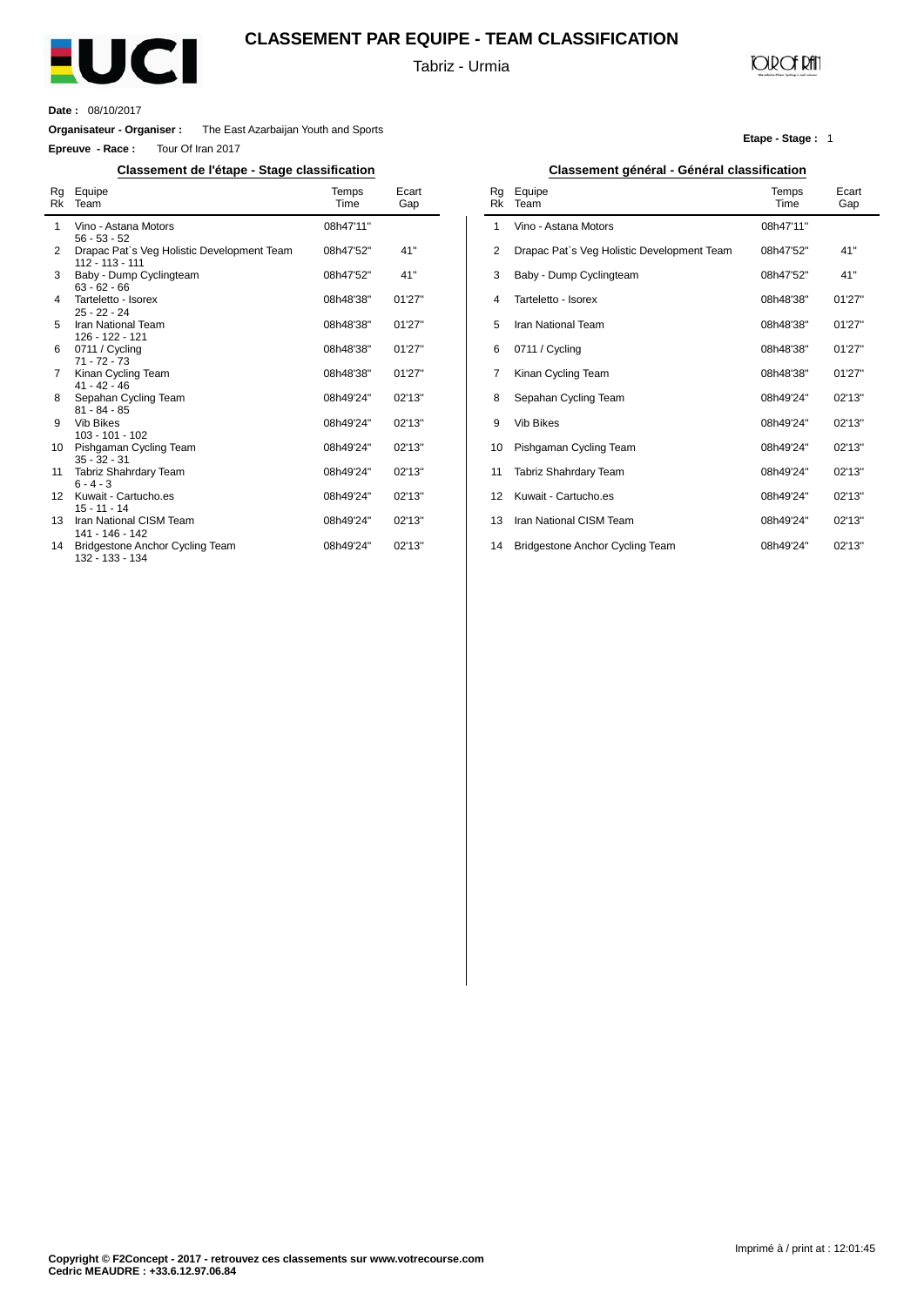# CLASSEMENT PAR EQUIPE - TEAM CLASSIFICATION

Tabriz - Urmia

**Date :** 08/10/2017

**Organisateur - Organiser :** The East Azarbaijan Youth and Sports

**Epreuve - Race :** Tour Of Iran 2017

**Etape - Stage :** 1

## Classement de l'étape - Stage classification

| Rg Rk | Equipe Team | Temps Time | Ecart Gap |
|---|---|---|---|
| 1 | Vino - Astana Motors<br>56 - 53 - 52 | 08h47'11'' | |
| 2 | Drapac Pat`s Veg Holistic Development Team<br>112 - 113 - 111 | 08h47'52'' | 41'' |
| 3 | Baby - Dump Cyclingteam<br>63 - 62 - 66 | 08h47'52'' | 41'' |
| 4 | Tarteletto - Isorex<br>25 - 22 - 24 | 08h48'38'' | 01'27'' |
| 5 | Iran National Team<br>126 - 122 - 121 | 08h48'38'' | 01'27'' |
| 6 | 0711 / Cycling<br>71 - 72 - 73 | 08h48'38'' | 01'27'' |
| 7 | Kinan Cycling Team<br>41 - 42 - 46 | 08h48'38'' | 01'27'' |
| 8 | Sepahan Cycling Team<br>81 - 84 - 85 | 08h49'24'' | 02'13'' |
| 9 | Vib Bikes<br>103 - 101 - 102 | 08h49'24'' | 02'13'' |
| 10 | Pishgaman Cycling Team<br>35 - 32 - 31 | 08h49'24'' | 02'13'' |
| 11 | Tabriz Shahrdary Team<br>6 - 4 - 3 | 08h49'24'' | 02'13'' |
| 12 | Kuwait - Cartucho.es<br>15 - 11 - 14 | 08h49'24'' | 02'13'' |
| 13 | Iran National CISM Team<br>141 - 146 - 142 | 08h49'24'' | 02'13'' |
| 14 | Bridgestone Anchor Cycling Team<br>132 - 133 - 134 | 08h49'24'' | 02'13'' |

## Classement général - Général classification

| Rg Rk | Equipe Team | Temps Time | Ecart Gap |
|---|---|---|---|
| 1 | Vino - Astana Motors | 08h47'11'' | |
| 2 | Drapac Pat`s Veg Holistic Development Team | 08h47'52'' | 41'' |
| 3 | Baby - Dump Cyclingteam | 08h47'52'' | 41'' |
| 4 | Tarteletto - Isorex | 08h48'38'' | 01'27'' |
| 5 | Iran National Team | 08h48'38'' | 01'27'' |
| 6 | 0711 / Cycling | 08h48'38'' | 01'27'' |
| 7 | Kinan Cycling Team | 08h48'38'' | 01'27'' |
| 8 | Sepahan Cycling Team | 08h49'24'' | 02'13'' |
| 9 | Vib Bikes | 08h49'24'' | 02'13'' |
| 10 | Pishgaman Cycling Team | 08h49'24'' | 02'13'' |
| 11 | Tabriz Shahrdary Team | 08h49'24'' | 02'13'' |
| 12 | Kuwait - Cartucho.es | 08h49'24'' | 02'13'' |
| 13 | Iran National CISM Team | 08h49'24'' | 02'13'' |
| 14 | Bridgestone Anchor Cycling Team | 08h49'24'' | 02'13'' |

Imprimé à / print at : 12:01:45

**Copyright © F2Concept - 2017 - retrouvez ces classements sur www.votrecourse.com**
**Cedric MEAUDRE : +33.6.12.97.06.84**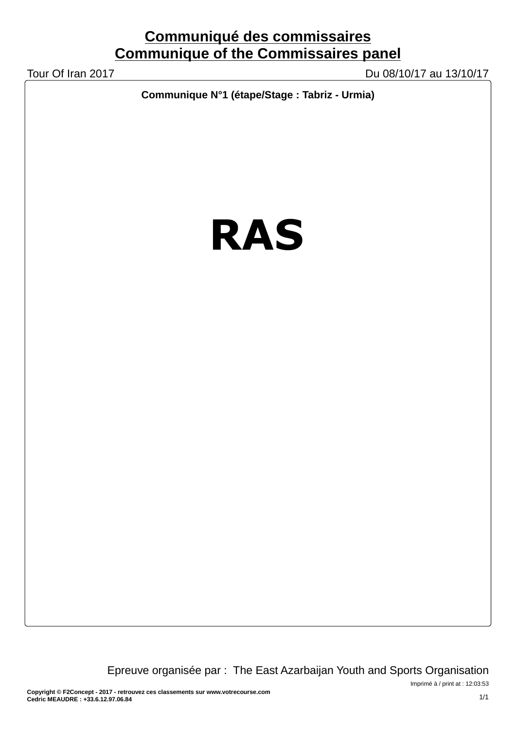# Communiqué des commissaires
# Communique of the Commissaires panel

Tour Of Iran 2017 — Du 08/10/17 au 13/10/17

**Communique N°1 (étape/Stage : Tabriz - Urmia)**

# RAS

Epreuve organisée par : The East Azarbaijan Youth and Sports Organisation

Imprimé à / print at : 12:03:53

**Copyright © F2Concept - 2017 - retrouvez ces classements sur www.votrecourse.com**
**Cedric MEAUDRE : +33.6.12.97.06.84**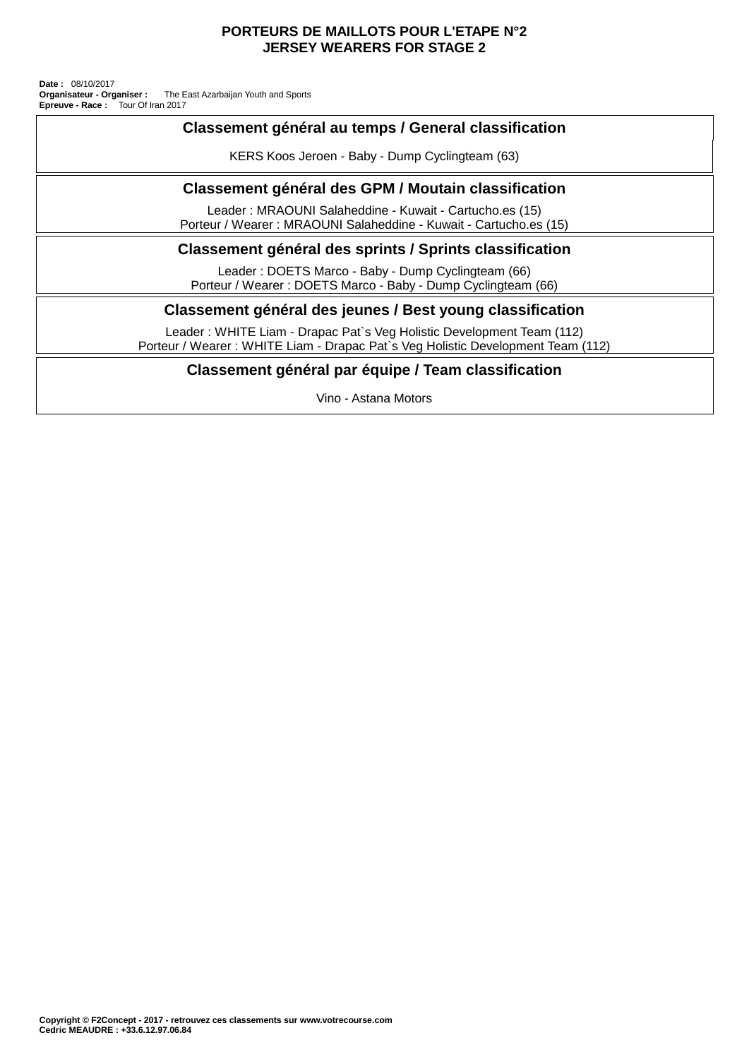# PORTEURS DE MAILLOTS POUR L'ETAPE N°2
# JERSEY WEARERS FOR STAGE 2

**Date :** 08/10/2017
**Organisateur - Organiser :** The East Azarbaijan Youth and Sports
**Epreuve - Race :** Tour Of Iran 2017

## Classement général au temps / General classification

KERS Koos Jeroen - Baby - Dump Cyclingteam (63)

## Classement général des GPM / Moutain classification

Leader : MRAOUNI Salaheddine - Kuwait - Cartucho.es (15)
Porteur / Wearer : MRAOUNI Salaheddine - Kuwait - Cartucho.es (15)

## Classement général des sprints / Sprints classification

Leader : DOETS Marco - Baby - Dump Cyclingteam (66)
Porteur / Wearer : DOETS Marco - Baby - Dump Cyclingteam (66)

## Classement général des jeunes / Best young classification

Leader : WHITE Liam - Drapac Pat`s Veg Holistic Development Team (112)
Porteur / Wearer : WHITE Liam - Drapac Pat`s Veg Holistic Development Team (112)

## Classement général par équipe / Team classification

Vino - Astana Motors

**Copyright © F2Concept - 2017 - retrouvez ces classements sur www.votrecourse.com**
**Cedric MEAUDRE : +33.6.12.97.06.84**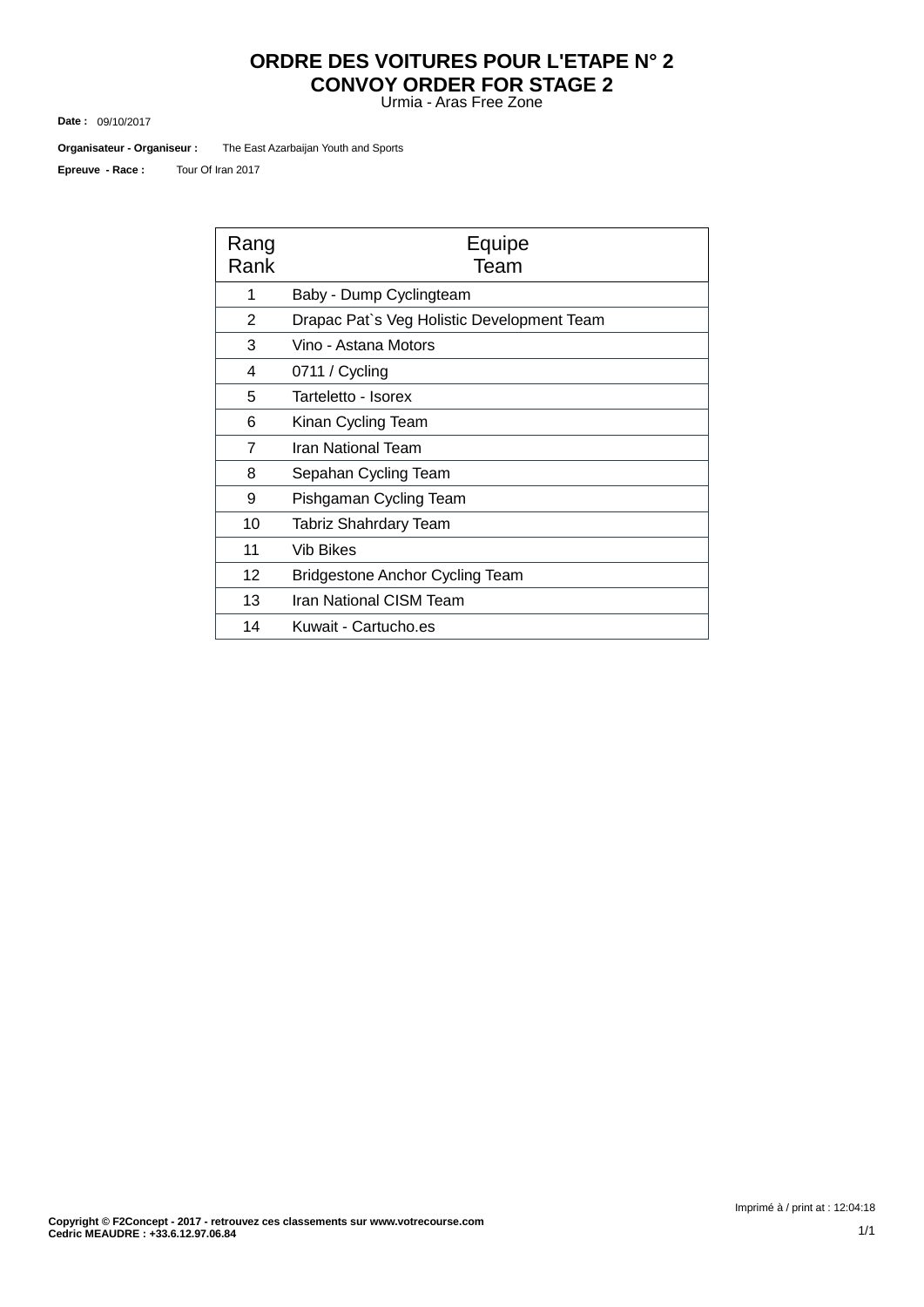# ORDRE DES VOITURES POUR L'ETAPE N° 2
# CONVOY ORDER FOR STAGE 2

Urmia - Aras Free Zone

**Date :** 09/10/2017

**Organisateur - Organiseur :** The East Azarbaijan Youth and Sports

**Epreuve - Race :** Tour Of Iran 2017

| Rang Rank | Equipe Team |
|---|---|
| 1 | Baby - Dump Cyclingteam |
| 2 | Drapac Pat`s Veg Holistic Development Team |
| 3 | Vino - Astana Motors |
| 4 | 0711 / Cycling |
| 5 | Tarteletto - Isorex |
| 6 | Kinan Cycling Team |
| 7 | Iran National Team |
| 8 | Sepahan Cycling Team |
| 9 | Pishgaman Cycling Team |
| 10 | Tabriz Shahrdary Team |
| 11 | Vib Bikes |
| 12 | Bridgestone Anchor Cycling Team |
| 13 | Iran National CISM Team |
| 14 | Kuwait - Cartucho.es |

Imprimé à / print at : 12:04:18

**Copyright © F2Concept - 2017 - retrouvez ces classements sur www.votrecourse.com**
**Cedric MEAUDRE : +33.6.12.97.06.84**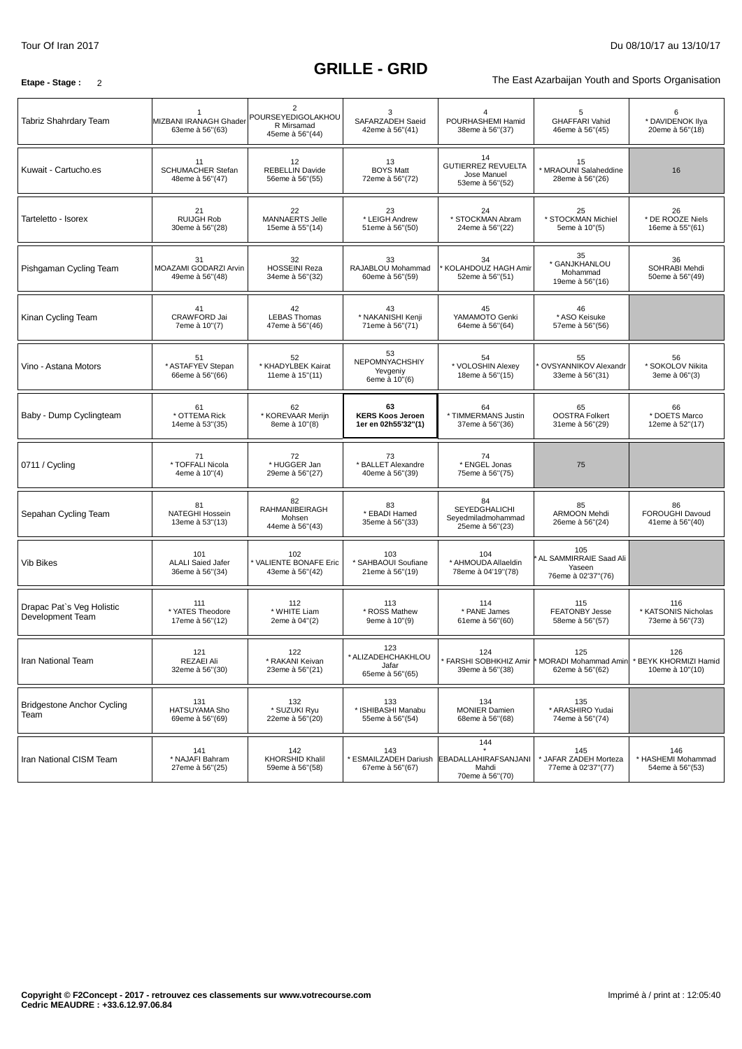Tour Of Iran 2017 — Du 08/10/17 au 13/10/17

# GRILLE - GRID

**Etape - Stage :** 2

The East Azarbaijan Youth and Sports Organisation

| | | | | | | |
|---|---|---|---|---|---|---|
| Tabriz Shahrdary Team | 1 MIZBANI IRANAGH Ghader 63eme à 56''(63) | 2 POURSEYEDIGOLAKHOUR Mirsamad 45eme à 56''(44) | 3 SAFARZADEH Saeid 42eme à 56''(41) | 4 POURHASHEMI Hamid 38eme à 56''(37) | 5 GHAFFARI Vahid 46eme à 56''(45) | 6 * DAVIDENOK Ilya 20eme à 56''(18) |
| Kuwait - Cartucho.es | 11 SCHUMACHER Stefan 48eme à 56''(47) | 12 REBELLIN Davide 56eme à 56''(55) | 13 BOYS Matt 72eme à 56''(72) | 14 GUTIERREZ REVUELTA Jose Manuel 53eme à 56''(52) | 15 * MRAOUNI Salaheddine 28eme à 56''(26) | 16 |
| Tarteletto - Isorex | 21 RUIJGH Rob 30eme à 56''(28) | 22 MANNAERTS Jelle 15eme à 55''(14) | 23 * LEIGH Andrew 51eme à 56''(50) | 24 * STOCKMAN Abram 24eme à 56''(22) | 25 * STOCKMAN Michiel 5eme à 10''(5) | 26 * DE ROOZE Niels 16eme à 55''(61) |
| Pishgaman Cycling Team | 31 MOAZAMI GODARZI Arvin 49eme à 56''(48) | 32 HOSSEINI Reza 34eme à 56''(32) | 33 RAJABLOU Mohammad 60eme à 56''(59) | 34 * KOLAHDOUZ HAGH Amir 52eme à 56''(51) | 35 * GANJKHANLOU Mohammad 19eme à 56''(16) | 36 SOHRABI Mehdi 50eme à 56''(49) |
| Kinan Cycling Team | 41 CRAWFORD Jai 7eme à 10''(7) | 42 LEBAS Thomas 47eme à 56''(46) | 43 * NAKANISHI Kenji 71eme à 56''(71) | 45 YAMAMOTO Genki 64eme à 56''(64) | 46 * ASO Keisuke 57eme à 56''(56) | |
| Vino - Astana Motors | 51 * ASTAFYEV Stepan 66eme à 56''(66) | 52 * KHADYLBEK Kairat 11eme à 15''(11) | 53 NEPOMNYACHSHIY Yevgeniy 6eme à 10''(6) | 54 * VOLOSHIN Alexey 18eme à 56''(15) | 55 * OVSYANNIKOV Alexandr 33eme à 56''(31) | 56 * SOKOLOV Nikita 3eme à 06''(3) |
| Baby - Dump Cyclingteam | 61 * OTTEMA Rick 14eme à 53''(35) | 62 * KOREVAAR Merijn 8eme à 10''(8) | **63 KERS Koos Jeroen 1er en 02h55'32''(1)** | 64 * TIMMERMANS Justin 37eme à 56''(36) | 65 OOSTRA Folkert 31eme à 56''(29) | 66 * DOETS Marco 12eme à 52''(17) |
| 0711 / Cycling | 71 * TOFFALI Nicola 4eme à 10''(4) | 72 * HUGGER Jan 29eme à 56''(27) | 73 * BALLET Alexandre 40eme à 56''(39) | 74 * ENGEL Jonas 75eme à 56''(75) | 75 | |
| Sepahan Cycling Team | 81 NATEGHI Hossein 13eme à 53''(13) | 82 RAHMANIBEIRAGH Mohsen 44eme à 56''(43) | 83 * EBADI Hamed 35eme à 56''(33) | 84 SEYEDGHALICHI Seyedmiladmohammad 25eme à 56''(23) | 85 ARMOON Mehdi 26eme à 56''(24) | 86 FOROUGHI Davoud 41eme à 56''(40) |
| Vib Bikes | 101 ALALI Saied Jafer 36eme à 56''(34) | 102 * VALIENTE BONAFE Eric 43eme à 56''(42) | 103 * SAHBAOUI Soufiane 21eme à 56''(19) | 104 * AHMOUDA Allaeldin 78eme à 04'19''(78) | 105 * AL SAMMIRRAIE Saad Ali Yaseen 76eme à 02'37''(76) | |
| Drapac Pat`s Veg Holistic Development Team | 111 * YATES Theodore 17eme à 56''(12) | 112 * WHITE Liam 2eme à 04''(2) | 113 * ROSS Mathew 9eme à 10''(9) | 114 * PANE James 61eme à 56''(60) | 115 FEATONBY Jesse 58eme à 56''(57) | 116 * KATSONIS Nicholas 73eme à 56''(73) |
| Iran National Team | 121 REZAEI Ali 32eme à 56''(30) | 122 * RAKANI Keivan 23eme à 56''(21) | 123 * ALIZADEHCHAKHLOU Jafar 65eme à 56''(65) | 124 * FARSHI SOBHKHIZ Amir 39eme à 56''(38) | 125 * MORADI Mohammad Amin 62eme à 56''(62) | 126 * BEYK KHORMIZI Hamid 10eme à 10''(10) |
| Bridgestone Anchor Cycling Team | 131 HATSUYAMA Sho 69eme à 56''(69) | 132 * SUZUKI Ryu 22eme à 56''(20) | 133 * ISHIBASHI Manabu 55eme à 56''(54) | 134 MONIER Damien 68eme à 56''(68) | 135 * ARASHIRO Yudai 74eme à 56''(74) | |
| Iran National CISM Team | 141 * NAJAFI Bahram 27eme à 56''(25) | 142 KHORSHID Khalil 59eme à 56''(58) | 143 * ESMAILZADEH Dariush 67eme à 56''(67) | 144 * EBADALLAHIRAFSANJANI Mahdi 70eme à 56''(70) | 145 * JAFAR ZADEH Morteza 77eme à 02'37''(77) | 146 * HASHEMI Mohammad 54eme à 56''(53) |

**Copyright © F2Concept - 2017 - retrouvez ces classements sur www.votrecourse.com**
**Cedric MEAUDRE : +33.6.12.97.06.84**

Imprimé à / print at : 12:05:40